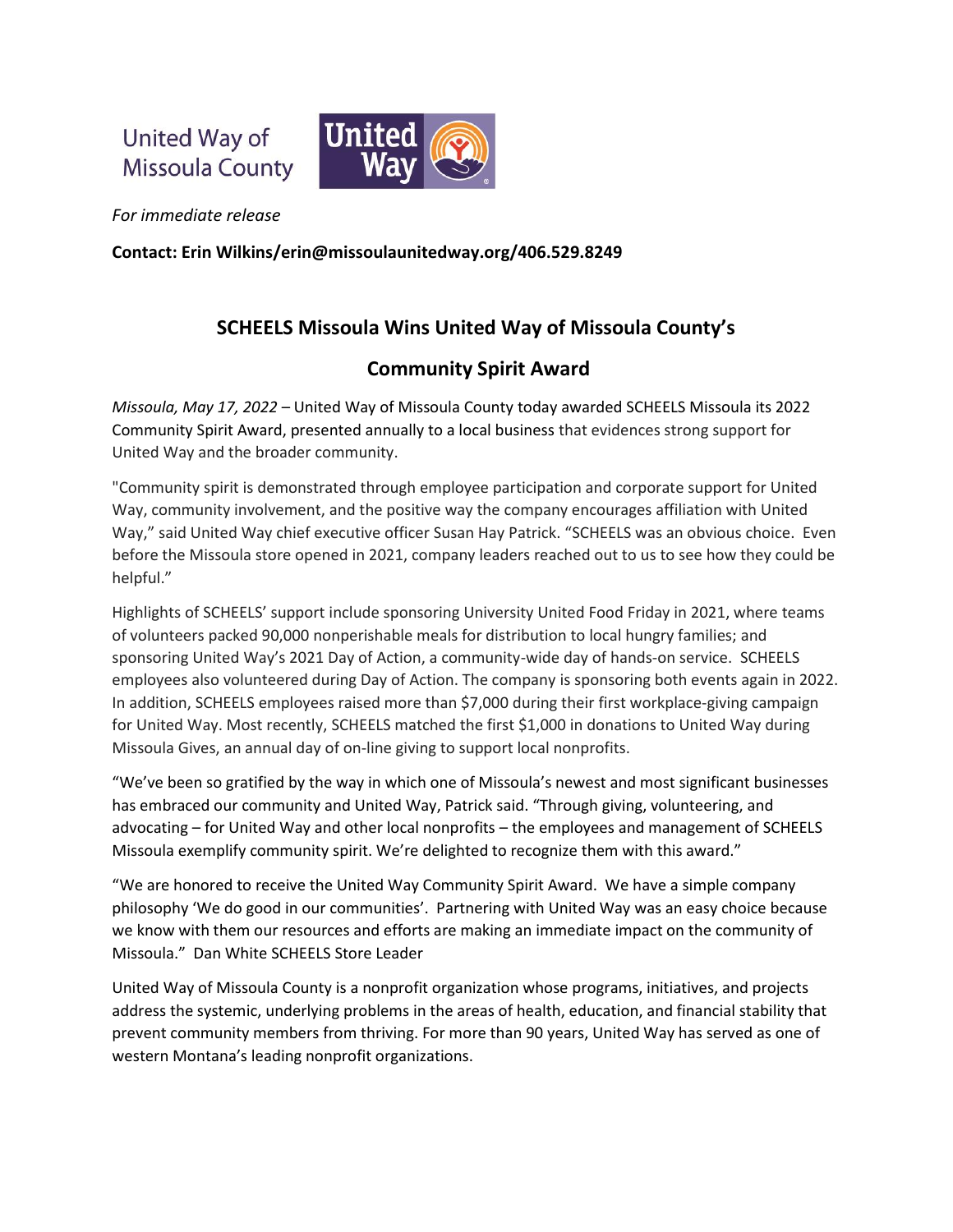United Way of Missoula County

*For immediate release*

**Contact: Erin Wilkins/erin@missoulaunitedway.org/406.529.8249**

## SCHEELS Missoula Wins United Way of Missoula County's Community Spirit Award

*Missoula, May 17, 2022* – United Way of Missoula County today awarded SCHEELS Missoula its 2022 Community Spirit Award, presented annually to a local business that evidences strong support for United Way and the broader community.

"Community spirit is demonstrated through employee participation and corporate support for United Way, community involvement, and the positive way the company encourages affiliation with United Way," said United Way chief executive officer Susan Hay Patrick. "SCHEELS was an obvious choice. Even before the Missoula store opened in 2021, company leaders reached out to us to see how they could be helpful."

Highlights of SCHEELS' support include sponsoring University United Food Friday in 2021, where teams of volunteers packed 90,000 nonperishable meals for distribution to local hungry families; and sponsoring United Way's 2021 Day of Action, a community-wide day of hands-on service. SCHEELS employees also volunteered during Day of Action. The company is sponsoring both events again in 2022. In addition, SCHEELS employees raised more than $7,000 during their first workplace-giving campaign for United Way. Most recently, SCHEELS matched the first $1,000 in donations to United Way during Missoula Gives, an annual day of on-line giving to support local nonprofits.

"We've been so gratified by the way in which one of Missoula's newest and most significant businesses has embraced our community and United Way, Patrick said. "Through giving, volunteering, and advocating – for United Way and other local nonprofits – the employees and management of SCHEELS Missoula exemplify community spirit. We're delighted to recognize them with this award."

"We are honored to receive the United Way Community Spirit Award. We have a simple company philosophy 'We do good in our communities'. Partnering with United Way was an easy choice because we know with them our resources and efforts are making an immediate impact on the community of Missoula." Dan White SCHEELS Store Leader

United Way of Missoula County is a nonprofit organization whose programs, initiatives, and projects address the systemic, underlying problems in the areas of health, education, and financial stability that prevent community members from thriving. For more than 90 years, United Way has served as one of western Montana's leading nonprofit organizations.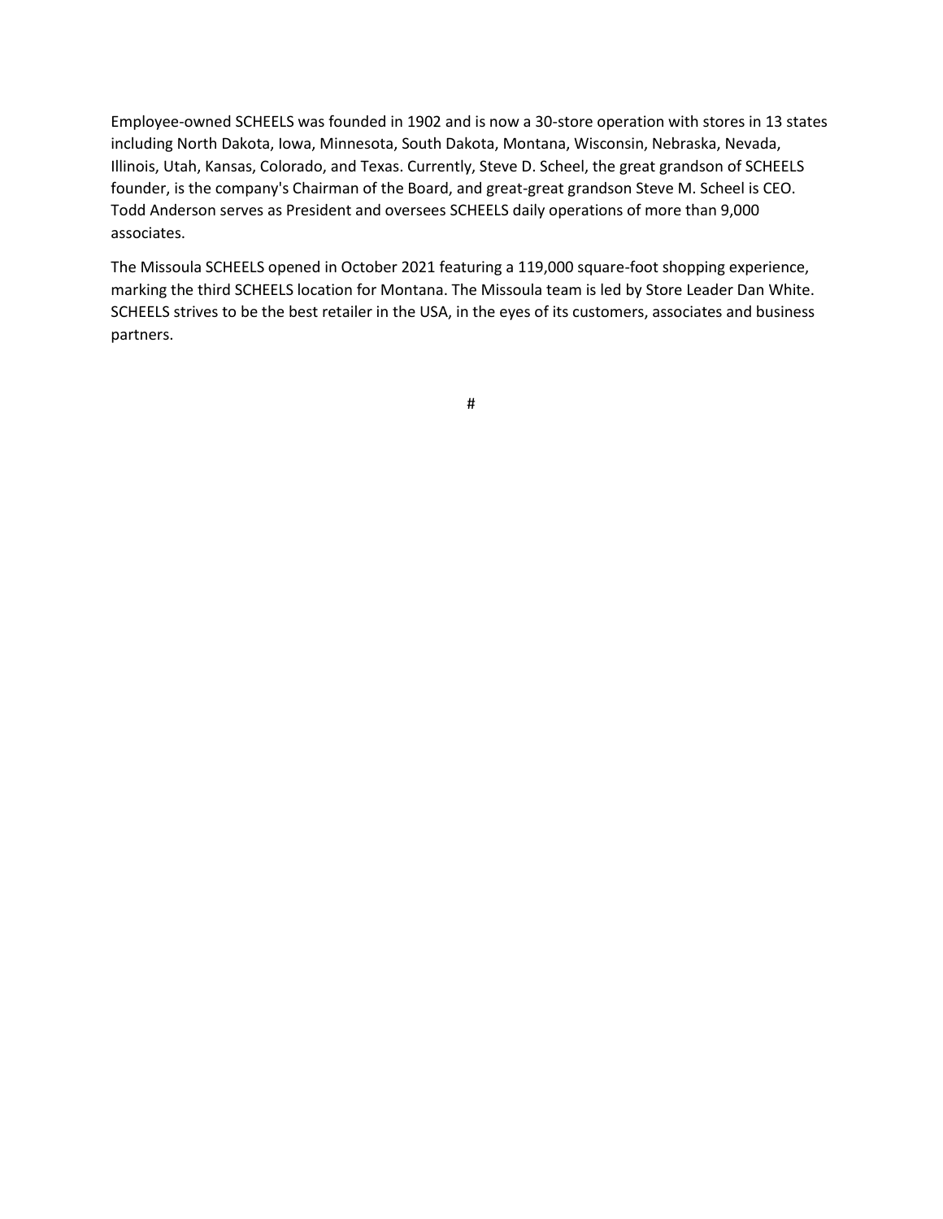Employee-owned SCHEELS was founded in 1902 and is now a 30-store operation with stores in 13 states including North Dakota, Iowa, Minnesota, South Dakota, Montana, Wisconsin, Nebraska, Nevada, Illinois, Utah, Kansas, Colorado, and Texas. Currently, Steve D. Scheel, the great grandson of SCHEELS founder, is the company's Chairman of the Board, and great-great grandson Steve M. Scheel is CEO. Todd Anderson serves as President and oversees SCHEELS daily operations of more than 9,000 associates.

The Missoula SCHEELS opened in October 2021 featuring a 119,000 square-foot shopping experience, marking the third SCHEELS location for Montana. The Missoula team is led by Store Leader Dan White. SCHEELS strives to be the best retailer in the USA, in the eyes of its customers, associates and business partners.

#